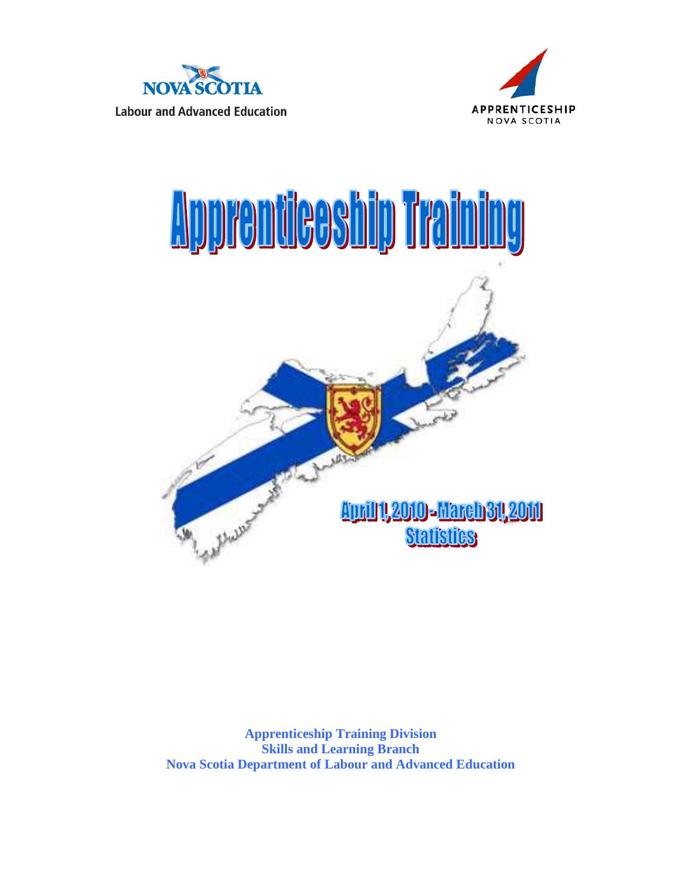NOVA SCOTIA

Labour and Advanced Education

APPRENTICESHIP

NOVA SCOTIA

# Apprenticeship Training

## April 1, 2010 - March 31, 2011 Statistics

**Apprenticeship Training Division**
**Skills and Learning Branch**
**Nova Scotia Department of Labour and Advanced Education**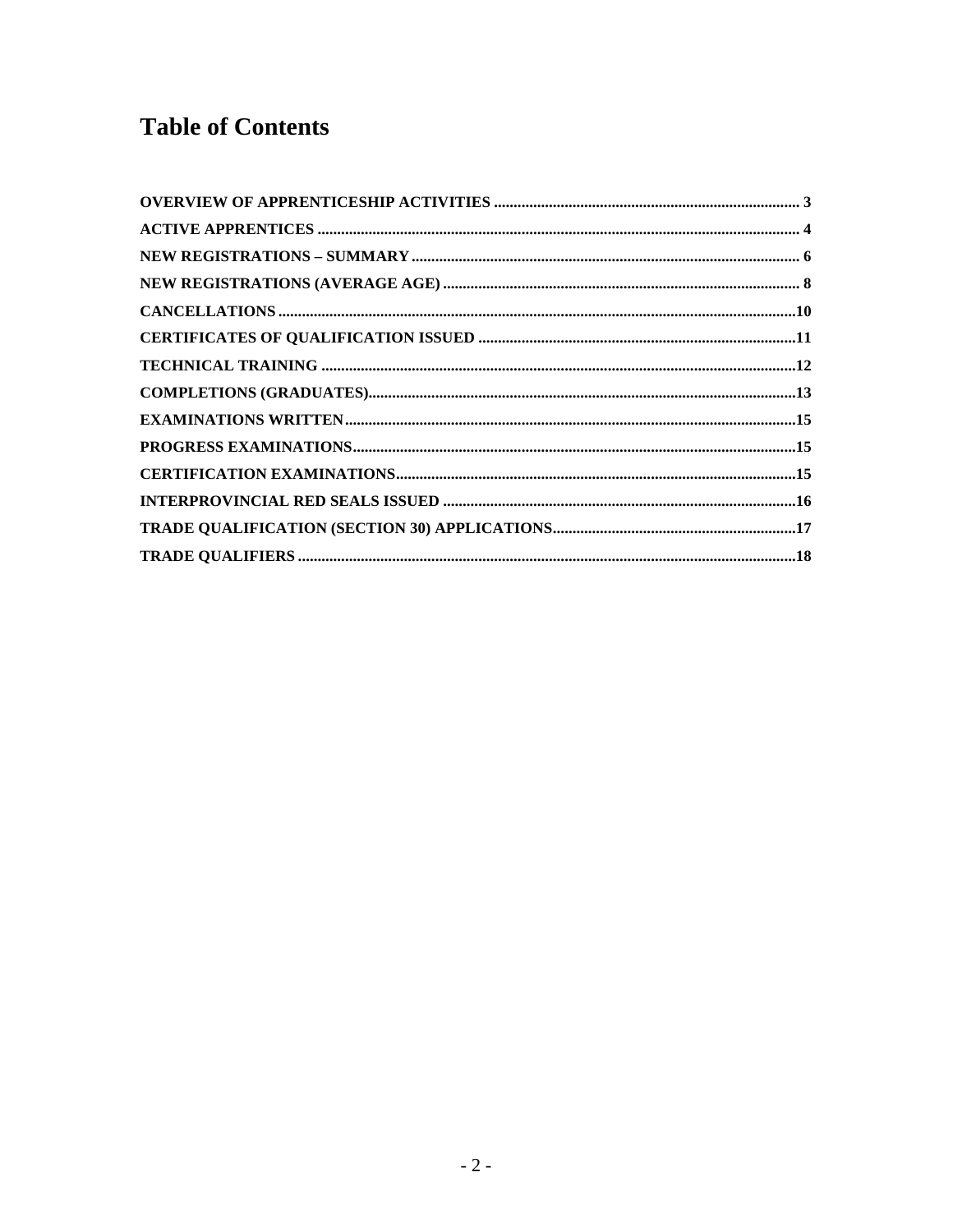# Table of Contents

**OVERVIEW OF APPRENTICESHIP ACTIVITIES** ..... 3

**ACTIVE APPRENTICES** ..... 4

**NEW REGISTRATIONS – SUMMARY** ..... 6

**NEW REGISTRATIONS (AVERAGE AGE)** ..... 8

**CANCELLATIONS** ..... 10

**CERTIFICATES OF QUALIFICATION ISSUED** ..... 11

**TECHNICAL TRAINING** ..... 12

**COMPLETIONS (GRADUATES)** ..... 13

**EXAMINATIONS WRITTEN** ..... 15

**PROGRESS EXAMINATIONS** ..... 15

**CERTIFICATION EXAMINATIONS** ..... 15

**INTERPROVINCIAL RED SEALS ISSUED** ..... 16

**TRADE QUALIFICATION (SECTION 30) APPLICATIONS** ..... 17

**TRADE QUALIFIERS** ..... 18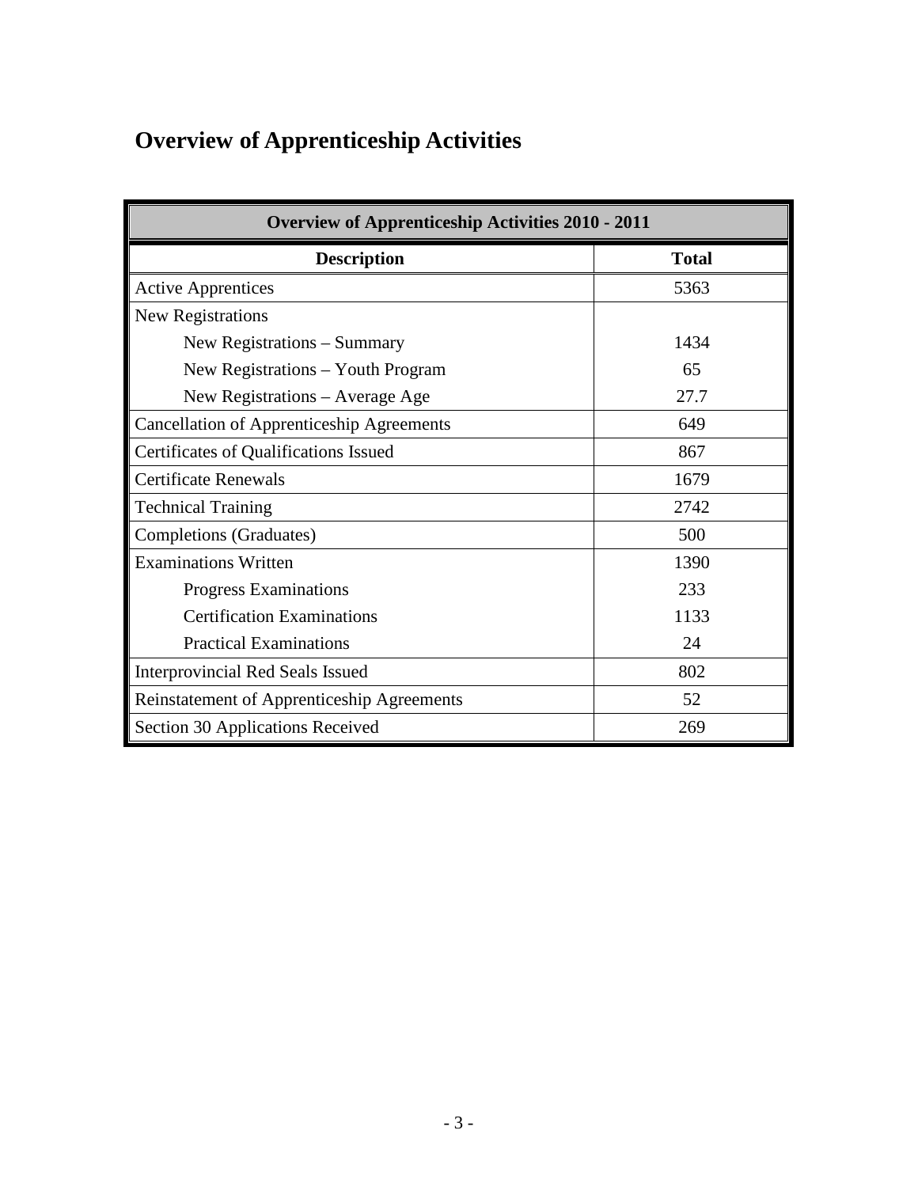# Overview of Apprenticeship Activities

| Overview of Apprenticeship Activities 2010 - 2011 | |
|---|---|
| **Description** | **Total** |
| Active Apprentices | 5363 |
| New Registrations | |
| New Registrations – Summary | 1434 |
| New Registrations – Youth Program | 65 |
| New Registrations – Average Age | 27.7 |
| Cancellation of Apprenticeship Agreements | 649 |
| Certificates of Qualifications Issued | 867 |
| Certificate Renewals | 1679 |
| Technical Training | 2742 |
| Completions (Graduates) | 500 |
| Examinations Written | 1390 |
| Progress Examinations | 233 |
| Certification Examinations | 1133 |
| Practical Examinations | 24 |
| Interprovincial Red Seals Issued | 802 |
| Reinstatement of Apprenticeship Agreements | 52 |
| Section 30 Applications Received | 269 |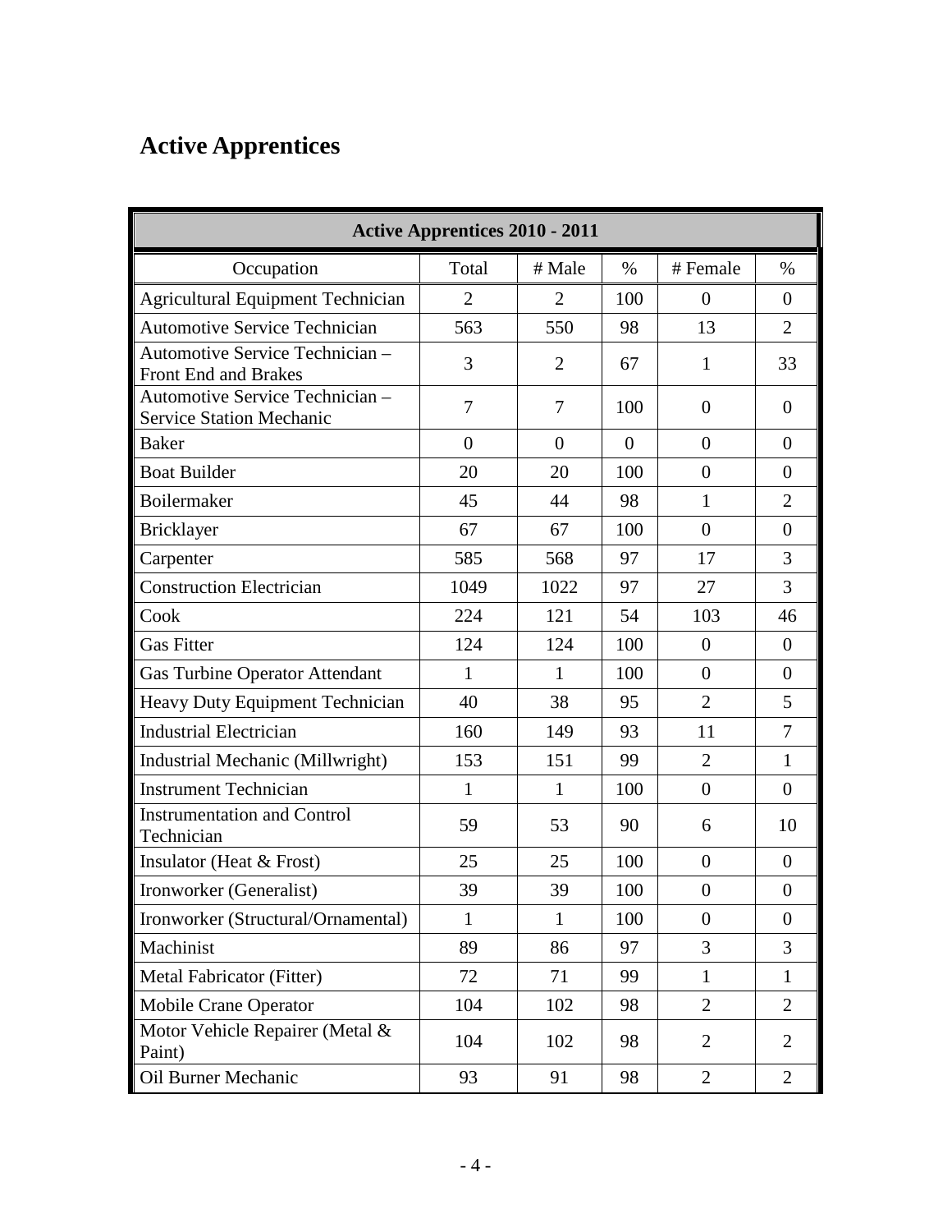# Active Apprentices

| Active Apprentices 2010 - 2011 | | | | | |
|---|---|---|---|---|---|
| Occupation | Total | # Male | % | # Female | % |
| Agricultural Equipment Technician | 2 | 2 | 100 | 0 | 0 |
| Automotive Service Technician | 563 | 550 | 98 | 13 | 2 |
| Automotive Service Technician – Front End and Brakes | 3 | 2 | 67 | 1 | 33 |
| Automotive Service Technician – Service Station Mechanic | 7 | 7 | 100 | 0 | 0 |
| Baker | 0 | 0 | 0 | 0 | 0 |
| Boat Builder | 20 | 20 | 100 | 0 | 0 |
| Boilermaker | 45 | 44 | 98 | 1 | 2 |
| Bricklayer | 67 | 67 | 100 | 0 | 0 |
| Carpenter | 585 | 568 | 97 | 17 | 3 |
| Construction Electrician | 1049 | 1022 | 97 | 27 | 3 |
| Cook | 224 | 121 | 54 | 103 | 46 |
| Gas Fitter | 124 | 124 | 100 | 0 | 0 |
| Gas Turbine Operator Attendant | 1 | 1 | 100 | 0 | 0 |
| Heavy Duty Equipment Technician | 40 | 38 | 95 | 2 | 5 |
| Industrial Electrician | 160 | 149 | 93 | 11 | 7 |
| Industrial Mechanic (Millwright) | 153 | 151 | 99 | 2 | 1 |
| Instrument Technician | 1 | 1 | 100 | 0 | 0 |
| Instrumentation and Control Technician | 59 | 53 | 90 | 6 | 10 |
| Insulator (Heat & Frost) | 25 | 25 | 100 | 0 | 0 |
| Ironworker (Generalist) | 39 | 39 | 100 | 0 | 0 |
| Ironworker (Structural/Ornamental) | 1 | 1 | 100 | 0 | 0 |
| Machinist | 89 | 86 | 97 | 3 | 3 |
| Metal Fabricator (Fitter) | 72 | 71 | 99 | 1 | 1 |
| Mobile Crane Operator | 104 | 102 | 98 | 2 | 2 |
| Motor Vehicle Repairer (Metal & Paint) | 104 | 102 | 98 | 2 | 2 |
| Oil Burner Mechanic | 93 | 91 | 98 | 2 | 2 |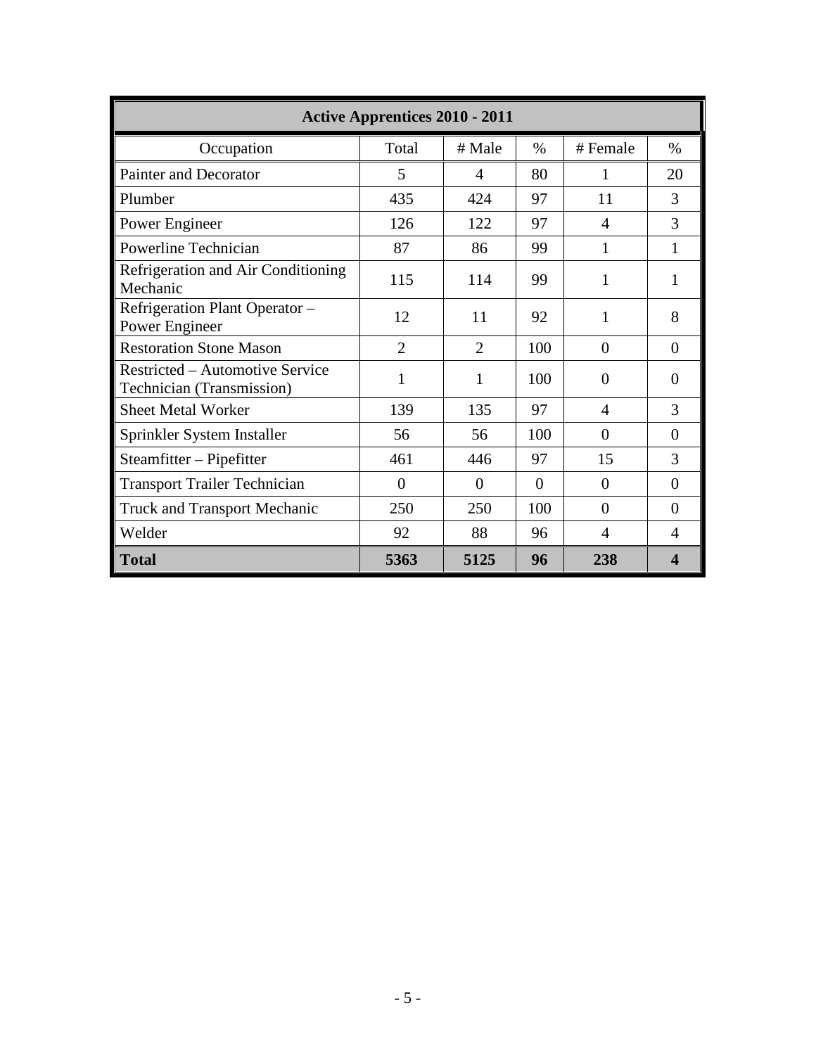| Active Apprentices 2010 - 2011 | | | | | |
|---|---|---|---|---|---|
| Occupation | Total | # Male | % | # Female | % |
| Painter and Decorator | 5 | 4 | 80 | 1 | 20 |
| Plumber | 435 | 424 | 97 | 11 | 3 |
| Power Engineer | 126 | 122 | 97 | 4 | 3 |
| Powerline Technician | 87 | 86 | 99 | 1 | 1 |
| Refrigeration and Air Conditioning Mechanic | 115 | 114 | 99 | 1 | 1 |
| Refrigeration Plant Operator – Power Engineer | 12 | 11 | 92 | 1 | 8 |
| Restoration Stone Mason | 2 | 2 | 100 | 0 | 0 |
| Restricted – Automotive Service Technician (Transmission) | 1 | 1 | 100 | 0 | 0 |
| Sheet Metal Worker | 139 | 135 | 97 | 4 | 3 |
| Sprinkler System Installer | 56 | 56 | 100 | 0 | 0 |
| Steamfitter – Pipefitter | 461 | 446 | 97 | 15 | 3 |
| Transport Trailer Technician | 0 | 0 | 0 | 0 | 0 |
| Truck and Transport Mechanic | 250 | 250 | 100 | 0 | 0 |
| Welder | 92 | 88 | 96 | 4 | 4 |
| **Total** | **5363** | **5125** | **96** | **238** | **4** |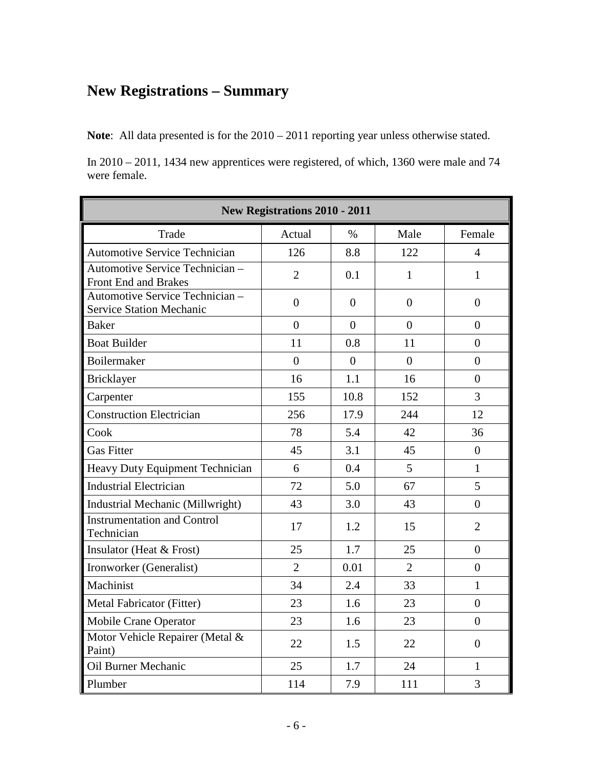## New Registrations – Summary

**Note**: All data presented is for the 2010 – 2011 reporting year unless otherwise stated.

In 2010 – 2011, 1434 new apprentices were registered, of which, 1360 were male and 74 were female.

| New Registrations 2010 - 2011 | | | | |
|---|---|---|---|---|
| Trade | Actual | % | Male | Female |
| Automotive Service Technician | 126 | 8.8 | 122 | 4 |
| Automotive Service Technician – Front End and Brakes | 2 | 0.1 | 1 | 1 |
| Automotive Service Technician – Service Station Mechanic | 0 | 0 | 0 | 0 |
| Baker | 0 | 0 | 0 | 0 |
| Boat Builder | 11 | 0.8 | 11 | 0 |
| Boilermaker | 0 | 0 | 0 | 0 |
| Bricklayer | 16 | 1.1 | 16 | 0 |
| Carpenter | 155 | 10.8 | 152 | 3 |
| Construction Electrician | 256 | 17.9 | 244 | 12 |
| Cook | 78 | 5.4 | 42 | 36 |
| Gas Fitter | 45 | 3.1 | 45 | 0 |
| Heavy Duty Equipment Technician | 6 | 0.4 | 5 | 1 |
| Industrial Electrician | 72 | 5.0 | 67 | 5 |
| Industrial Mechanic (Millwright) | 43 | 3.0 | 43 | 0 |
| Instrumentation and Control Technician | 17 | 1.2 | 15 | 2 |
| Insulator (Heat & Frost) | 25 | 1.7 | 25 | 0 |
| Ironworker (Generalist) | 2 | 0.01 | 2 | 0 |
| Machinist | 34 | 2.4 | 33 | 1 |
| Metal Fabricator (Fitter) | 23 | 1.6 | 23 | 0 |
| Mobile Crane Operator | 23 | 1.6 | 23 | 0 |
| Motor Vehicle Repairer (Metal & Paint) | 22 | 1.5 | 22 | 0 |
| Oil Burner Mechanic | 25 | 1.7 | 24 | 1 |
| Plumber | 114 | 7.9 | 111 | 3 |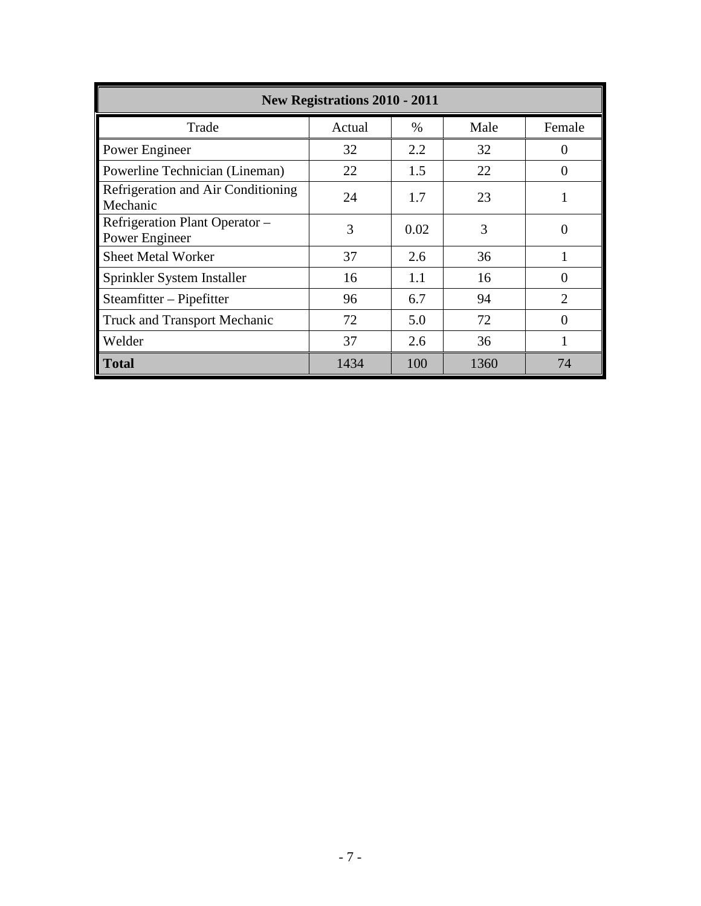| New Registrations 2010 - 2011 | | | | |
|---|---|---|---|---|
| Trade | Actual | % | Male | Female |
| Power Engineer | 32 | 2.2 | 32 | 0 |
| Powerline Technician (Lineman) | 22 | 1.5 | 22 | 0 |
| Refrigeration and Air Conditioning Mechanic | 24 | 1.7 | 23 | 1 |
| Refrigeration Plant Operator – Power Engineer | 3 | 0.02 | 3 | 0 |
| Sheet Metal Worker | 37 | 2.6 | 36 | 1 |
| Sprinkler System Installer | 16 | 1.1 | 16 | 0 |
| Steamfitter – Pipefitter | 96 | 6.7 | 94 | 2 |
| Truck and Transport Mechanic | 72 | 5.0 | 72 | 0 |
| Welder | 37 | 2.6 | 36 | 1 |
| **Total** | 1434 | 100 | 1360 | 74 |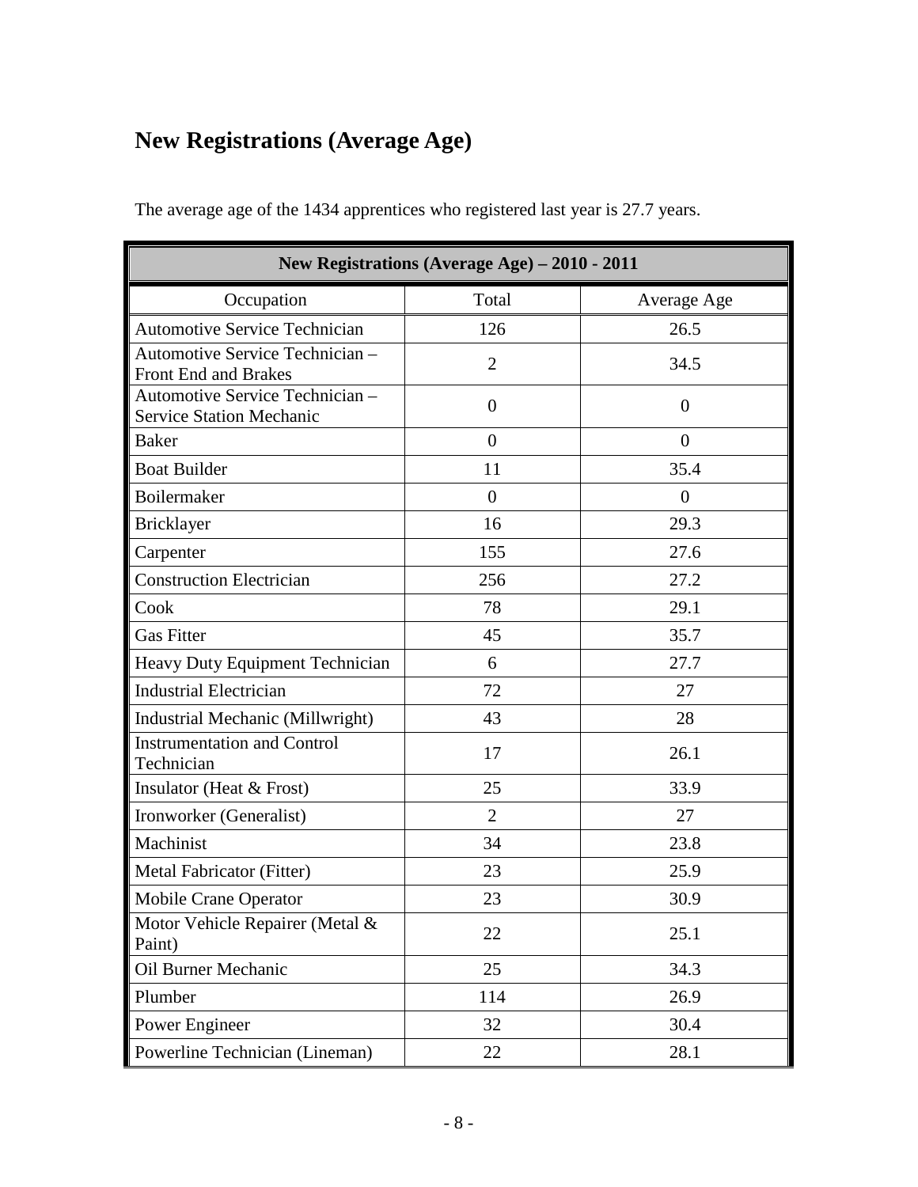# New Registrations (Average Age)

The average age of the 1434 apprentices who registered last year is 27.7 years.

| New Registrations (Average Age) – 2010 - 2011 | | |
|---|---|---|
| Occupation | Total | Average Age |
| Automotive Service Technician | 126 | 26.5 |
| Automotive Service Technician – Front End and Brakes | 2 | 34.5 |
| Automotive Service Technician – Service Station Mechanic | 0 | 0 |
| Baker | 0 | 0 |
| Boat Builder | 11 | 35.4 |
| Boilermaker | 0 | 0 |
| Bricklayer | 16 | 29.3 |
| Carpenter | 155 | 27.6 |
| Construction Electrician | 256 | 27.2 |
| Cook | 78 | 29.1 |
| Gas Fitter | 45 | 35.7 |
| Heavy Duty Equipment Technician | 6 | 27.7 |
| Industrial Electrician | 72 | 27 |
| Industrial Mechanic (Millwright) | 43 | 28 |
| Instrumentation and Control Technician | 17 | 26.1 |
| Insulator (Heat & Frost) | 25 | 33.9 |
| Ironworker (Generalist) | 2 | 27 |
| Machinist | 34 | 23.8 |
| Metal Fabricator (Fitter) | 23 | 25.9 |
| Mobile Crane Operator | 23 | 30.9 |
| Motor Vehicle Repairer (Metal & Paint) | 22 | 25.1 |
| Oil Burner Mechanic | 25 | 34.3 |
| Plumber | 114 | 26.9 |
| Power Engineer | 32 | 30.4 |
| Powerline Technician (Lineman) | 22 | 28.1 |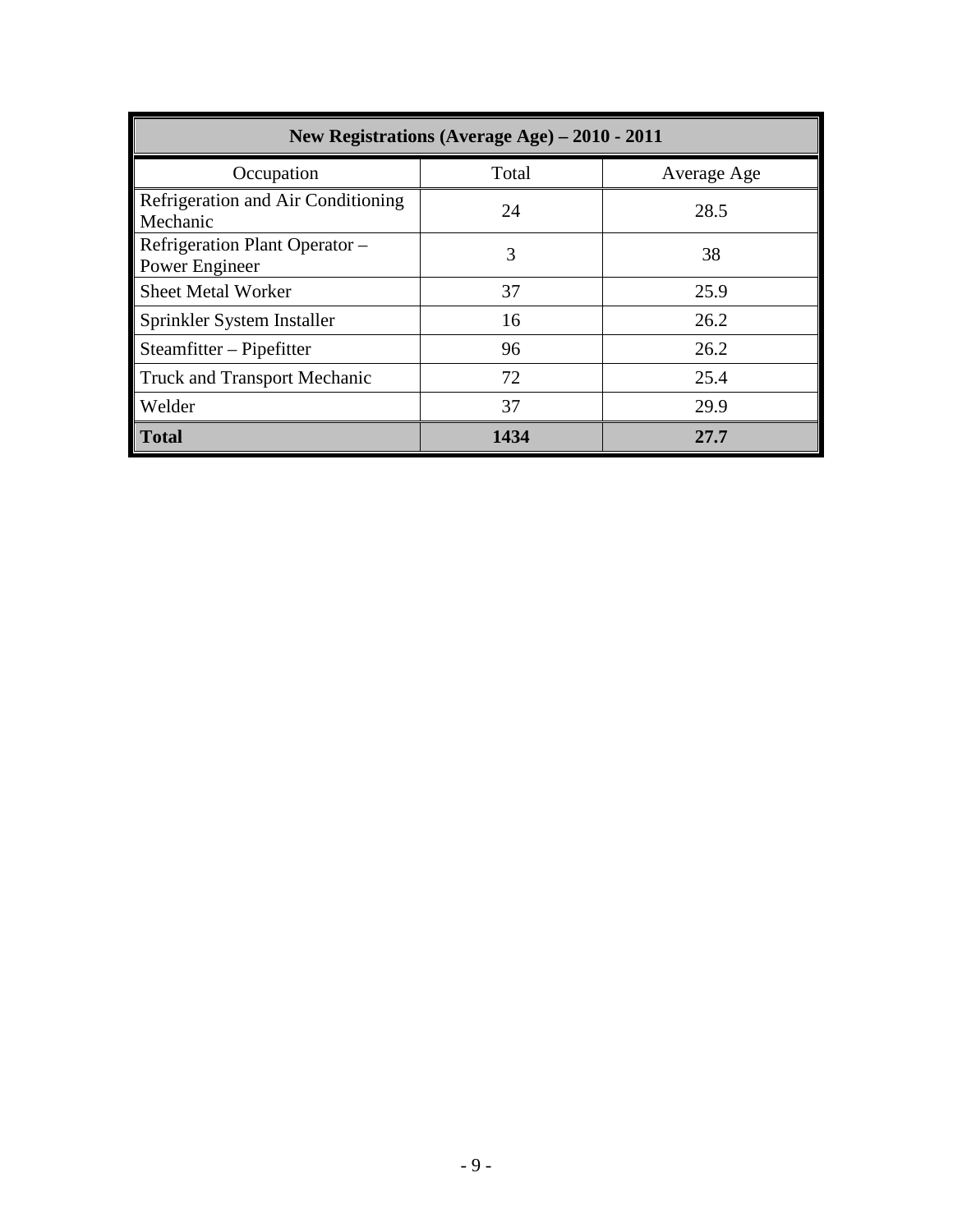| New Registrations (Average Age) – 2010 - 2011 | | |
|---|---|---|
| Occupation | Total | Average Age |
| Refrigeration and Air Conditioning Mechanic | 24 | 28.5 |
| Refrigeration Plant Operator – Power Engineer | 3 | 38 |
| Sheet Metal Worker | 37 | 25.9 |
| Sprinkler System Installer | 16 | 26.2 |
| Steamfitter – Pipefitter | 96 | 26.2 |
| Truck and Transport Mechanic | 72 | 25.4 |
| Welder | 37 | 29.9 |
| **Total** | **1434** | **27.7** |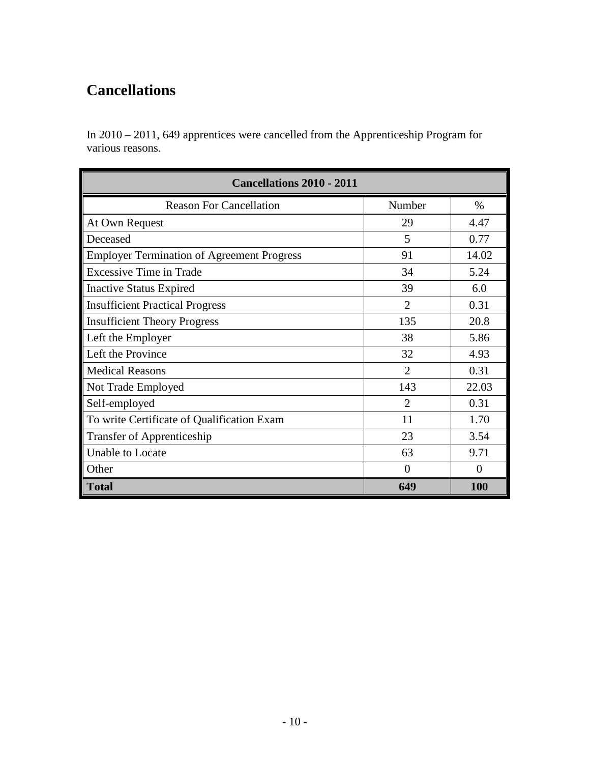# Cancellations

In 2010 – 2011, 649 apprentices were cancelled from the Apprenticeship Program for various reasons.

| Cancellations 2010 - 2011 | | |
|---|---|---|
| Reason For Cancellation | Number | % |
| At Own Request | 29 | 4.47 |
| Deceased | 5 | 0.77 |
| Employer Termination of Agreement Progress | 91 | 14.02 |
| Excessive Time in Trade | 34 | 5.24 |
| Inactive Status Expired | 39 | 6.0 |
| Insufficient Practical Progress | 2 | 0.31 |
| Insufficient Theory Progress | 135 | 20.8 |
| Left the Employer | 38 | 5.86 |
| Left the Province | 32 | 4.93 |
| Medical Reasons | 2 | 0.31 |
| Not Trade Employed | 143 | 22.03 |
| Self-employed | 2 | 0.31 |
| To write Certificate of Qualification Exam | 11 | 1.70 |
| Transfer of Apprenticeship | 23 | 3.54 |
| Unable to Locate | 63 | 9.71 |
| Other | 0 | 0 |
| **Total** | **649** | **100** |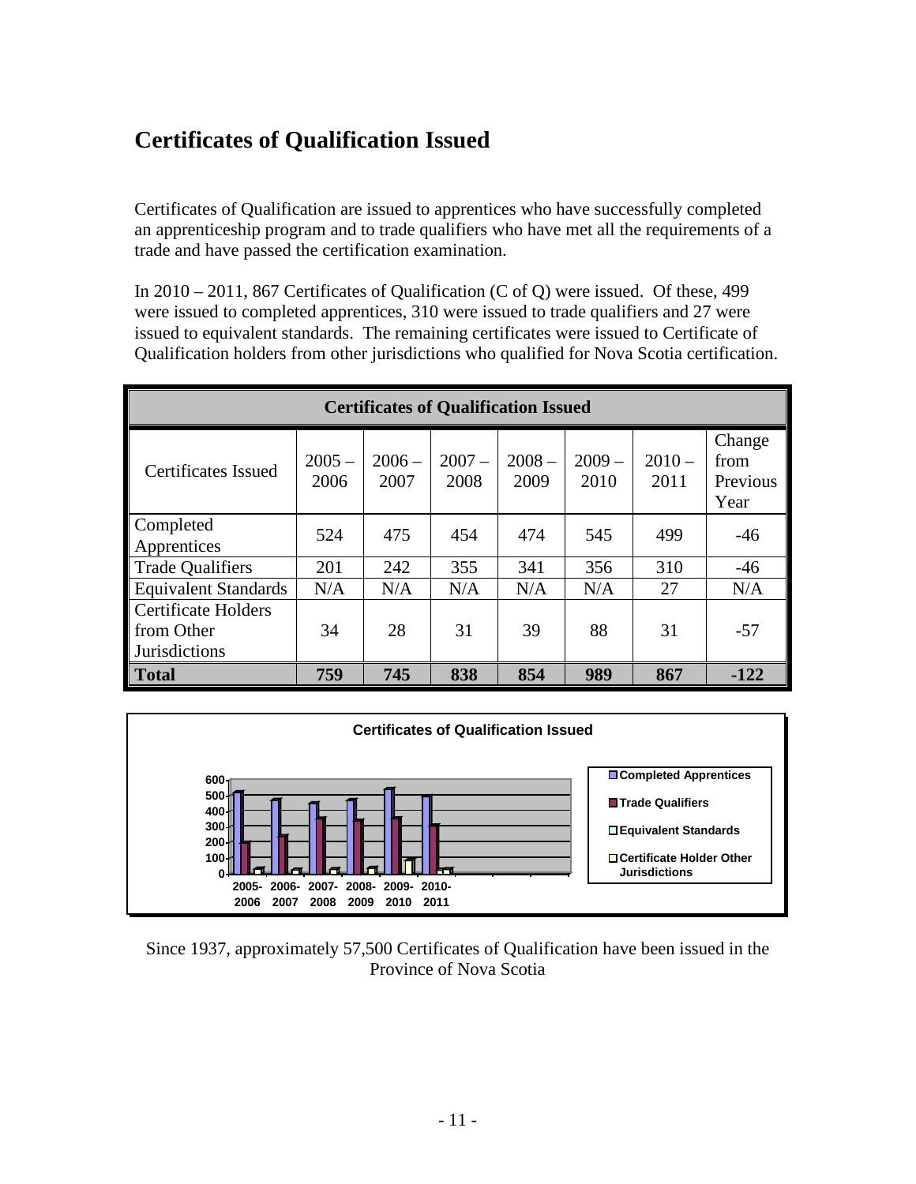# Certificates of Qualification Issued

Certificates of Qualification are issued to apprentices who have successfully completed an apprenticeship program and to trade qualifiers who have met all the requirements of a trade and have passed the certification examination.

In 2010 – 2011, 867 Certificates of Qualification (C of Q) were issued. Of these, 499 were issued to completed apprentices, 310 were issued to trade qualifiers and 27 were issued to equivalent standards. The remaining certificates were issued to Certificate of Qualification holders from other jurisdictions who qualified for Nova Scotia certification.

| Certificates of Qualification Issued | | | | | | | |
|---|---|---|---|---|---|---|---|
| Certificates Issued | 2005 – 2006 | 2006 – 2007 | 2007 – 2008 | 2008 – 2009 | 2009 – 2010 | 2010 – 2011 | Change from Previous Year |
| Completed Apprentices | 524 | 475 | 454 | 474 | 545 | 499 | -46 |
| Trade Qualifiers | 201 | 242 | 355 | 341 | 356 | 310 | -46 |
| Equivalent Standards | N/A | N/A | N/A | N/A | N/A | 27 | N/A |
| Certificate Holders from Other Jurisdictions | 34 | 28 | 31 | 39 | 88 | 31 | -57 |
| **Total** | **759** | **745** | **838** | **854** | **989** | **867** | **-122** |

Since 1937, approximately 57,500 Certificates of Qualification have been issued in the Province of Nova Scotia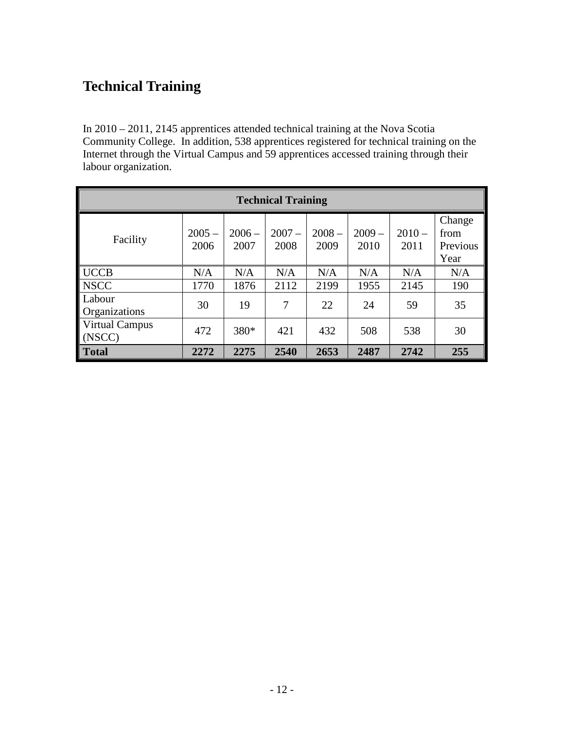## Technical Training

In 2010 – 2011, 2145 apprentices attended technical training at the Nova Scotia Community College. In addition, 538 apprentices registered for technical training on the Internet through the Virtual Campus and 59 apprentices accessed training through their labour organization.

| Technical Training | | | | | | | |
|---|---|---|---|---|---|---|---|
| Facility | 2005 – 2006 | 2006 – 2007 | 2007 – 2008 | 2008 – 2009 | 2009 – 2010 | 2010 – 2011 | Change from Previous Year |
| UCCB | N/A | N/A | N/A | N/A | N/A | N/A | N/A |
| NSCC | 1770 | 1876 | 2112 | 2199 | 1955 | 2145 | 190 |
| Labour Organizations | 30 | 19 | 7 | 22 | 24 | 59 | 35 |
| Virtual Campus (NSCC) | 472 | 380* | 421 | 432 | 508 | 538 | 30 |
| **Total** | **2272** | **2275** | **2540** | **2653** | **2487** | **2742** | **255** |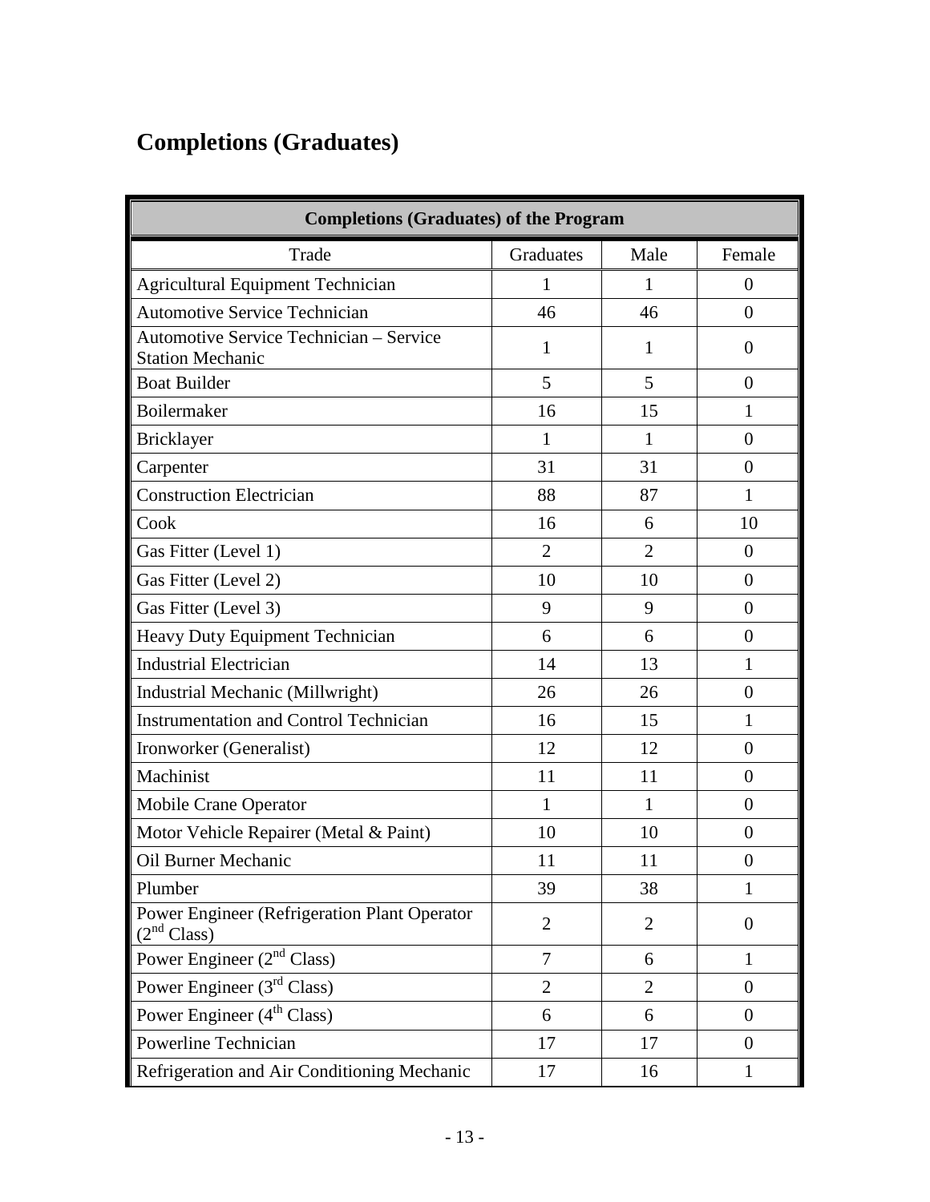## Completions (Graduates)

| Completions (Graduates) of the Program | | | |
|---|---|---|---|
| Trade | Graduates | Male | Female |
| Agricultural Equipment Technician | 1 | 1 | 0 |
| Automotive Service Technician | 46 | 46 | 0 |
| Automotive Service Technician – Service Station Mechanic | 1 | 1 | 0 |
| Boat Builder | 5 | 5 | 0 |
| Boilermaker | 16 | 15 | 1 |
| Bricklayer | 1 | 1 | 0 |
| Carpenter | 31 | 31 | 0 |
| Construction Electrician | 88 | 87 | 1 |
| Cook | 16 | 6 | 10 |
| Gas Fitter (Level 1) | 2 | 2 | 0 |
| Gas Fitter (Level 2) | 10 | 10 | 0 |
| Gas Fitter (Level 3) | 9 | 9 | 0 |
| Heavy Duty Equipment Technician | 6 | 6 | 0 |
| Industrial Electrician | 14 | 13 | 1 |
| Industrial Mechanic (Millwright) | 26 | 26 | 0 |
| Instrumentation and Control Technician | 16 | 15 | 1 |
| Ironworker (Generalist) | 12 | 12 | 0 |
| Machinist | 11 | 11 | 0 |
| Mobile Crane Operator | 1 | 1 | 0 |
| Motor Vehicle Repairer (Metal & Paint) | 10 | 10 | 0 |
| Oil Burner Mechanic | 11 | 11 | 0 |
| Plumber | 39 | 38 | 1 |
| Power Engineer (Refrigeration Plant Operator (2nd Class) | 2 | 2 | 0 |
| Power Engineer (2nd Class) | 7 | 6 | 1 |
| Power Engineer (3rd Class) | 2 | 2 | 0 |
| Power Engineer (4th Class) | 6 | 6 | 0 |
| Powerline Technician | 17 | 17 | 0 |
| Refrigeration and Air Conditioning Mechanic | 17 | 16 | 1 |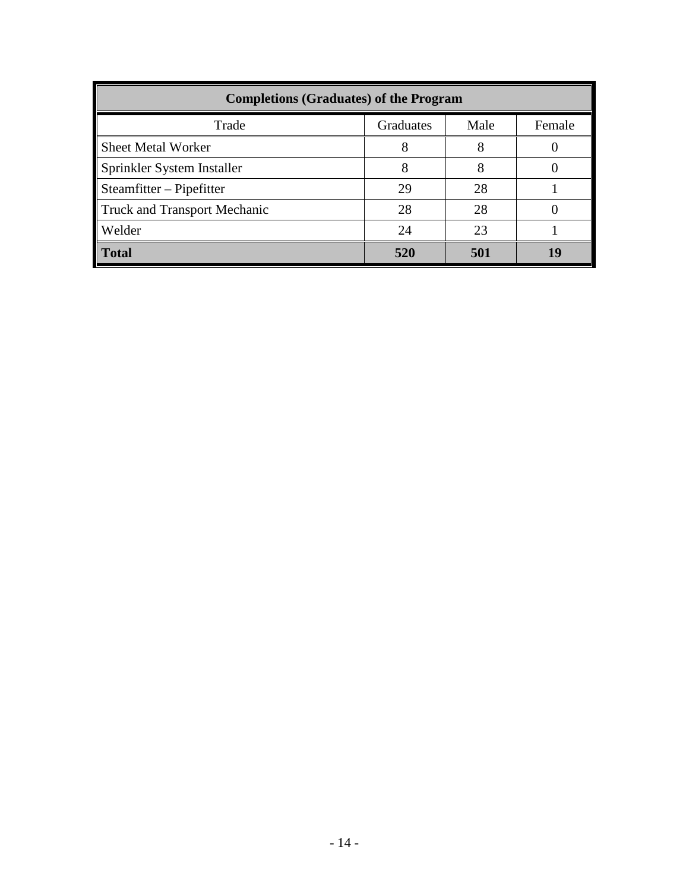| Completions (Graduates) of the Program | | | |
|---|---|---|---|
| Trade | Graduates | Male | Female |
| Sheet Metal Worker | 8 | 8 | 0 |
| Sprinkler System Installer | 8 | 8 | 0 |
| Steamfitter – Pipefitter | 29 | 28 | 1 |
| Truck and Transport Mechanic | 28 | 28 | 0 |
| Welder | 24 | 23 | 1 |
| **Total** | **520** | **501** | **19** |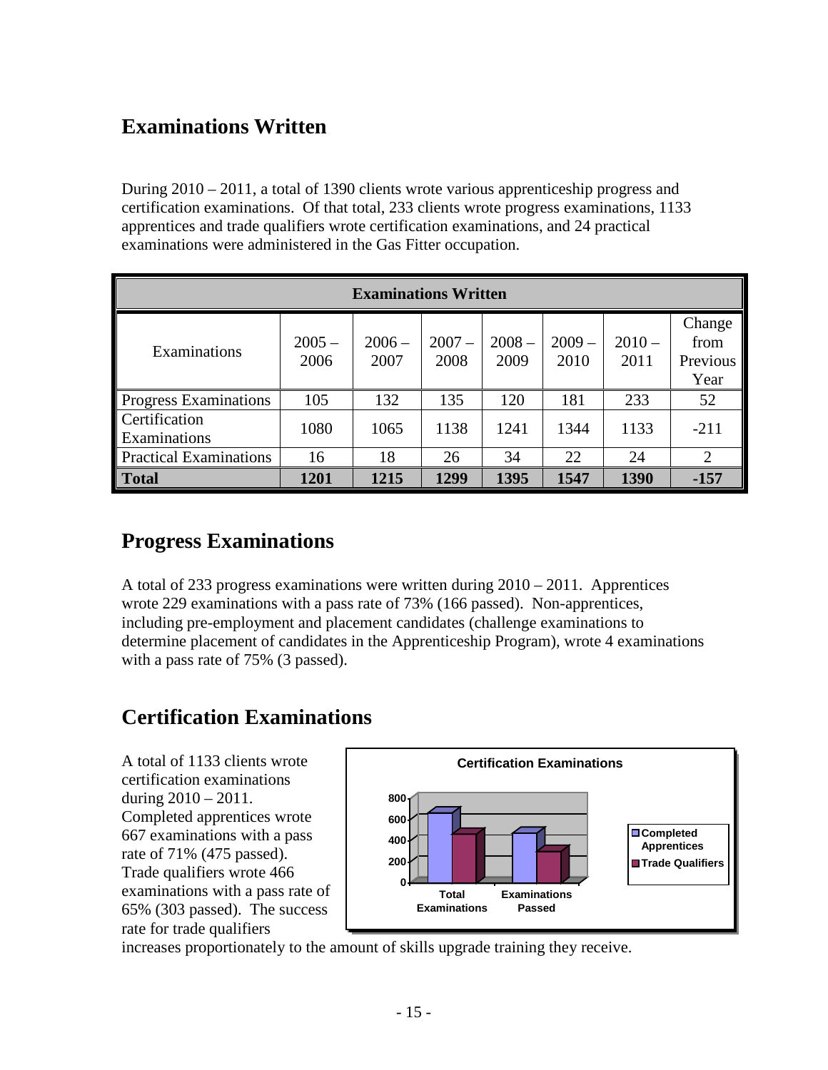## Examinations Written

During 2010 – 2011, a total of 1390 clients wrote various apprenticeship progress and certification examinations. Of that total, 233 clients wrote progress examinations, 1133 apprentices and trade qualifiers wrote certification examinations, and 24 practical examinations were administered in the Gas Fitter occupation.

| Examinations Written | | | | | | | |
|---|---|---|---|---|---|---|---|
| Examinations | 2005 – 2006 | 2006 – 2007 | 2007 – 2008 | 2008 – 2009 | 2009 – 2010 | 2010 – 2011 | Change from Previous Year |
| Progress Examinations | 105 | 132 | 135 | 120 | 181 | 233 | 52 |
| Certification Examinations | 1080 | 1065 | 1138 | 1241 | 1344 | 1133 | -211 |
| Practical Examinations | 16 | 18 | 26 | 34 | 22 | 24 | 2 |
| **Total** | **1201** | **1215** | **1299** | **1395** | **1547** | **1390** | **-157** |

## Progress Examinations

A total of 233 progress examinations were written during 2010 – 2011. Apprentices wrote 229 examinations with a pass rate of 73% (166 passed). Non-apprentices, including pre-employment and placement candidates (challenge examinations to determine placement of candidates in the Apprenticeship Program), wrote 4 examinations with a pass rate of 75% (3 passed).

## Certification Examinations

A total of 1133 clients wrote certification examinations during 2010 – 2011. Completed apprentices wrote 667 examinations with a pass rate of 71% (475 passed). Trade qualifiers wrote 466 examinations with a pass rate of 65% (303 passed). The success rate for trade qualifiers increases proportionately to the amount of skills upgrade training they receive.

**Certification Examinations**

| | Total Examinations | Examinations Passed |
|---|---|---|
| Completed Apprentices | 667 | 475 |
| Trade Qualifiers | 466 | 303 |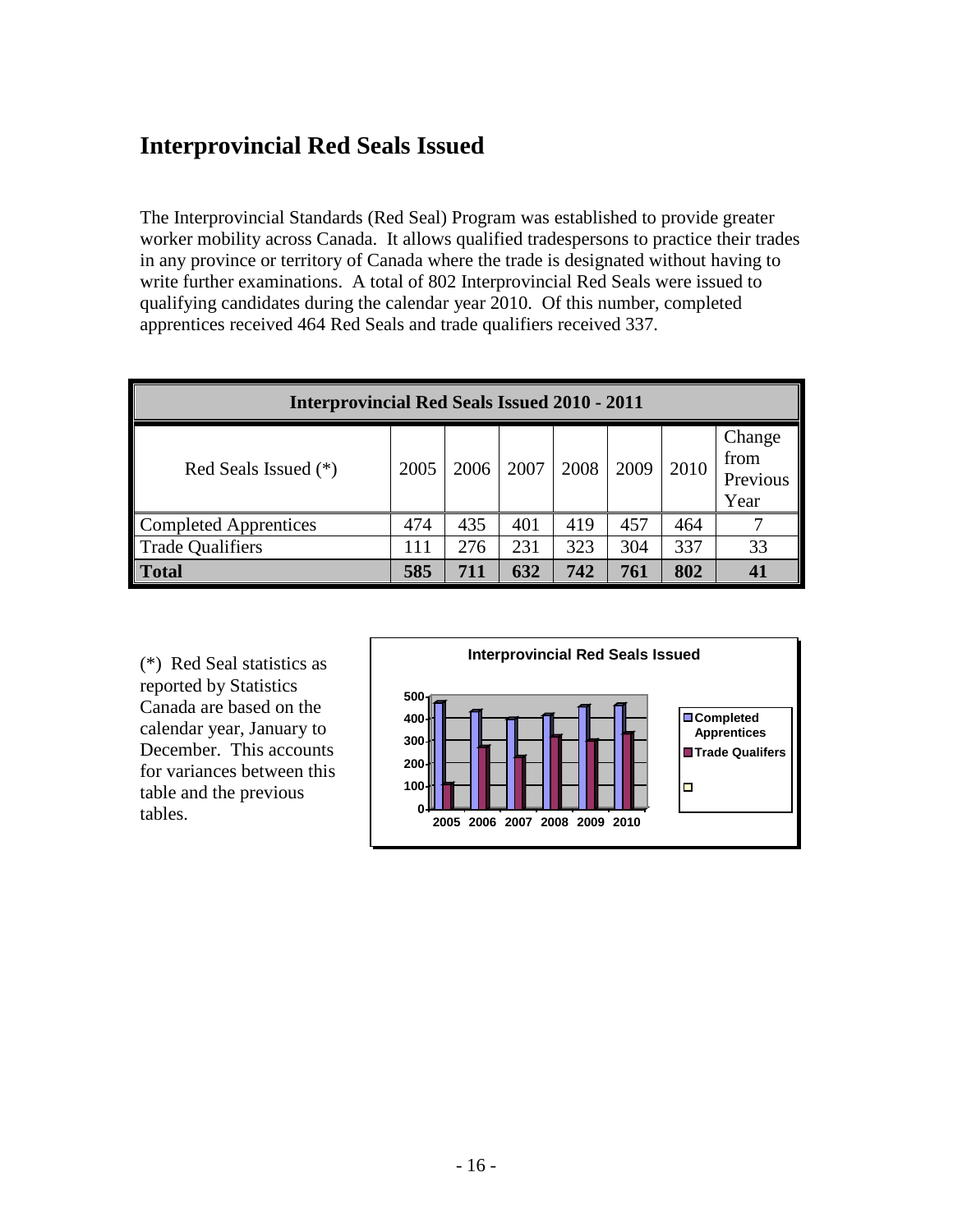## Interprovincial Red Seals Issued

The Interprovincial Standards (Red Seal) Program was established to provide greater worker mobility across Canada. It allows qualified tradespersons to practice their trades in any province or territory of Canada where the trade is designated without having to write further examinations. A total of 802 Interprovincial Red Seals were issued to qualifying candidates during the calendar year 2010. Of this number, completed apprentices received 464 Red Seals and trade qualifiers received 337.

**Interprovincial Red Seals Issued 2010 - 2011**

| Red Seals Issued (*) | 2005 | 2006 | 2007 | 2008 | 2009 | 2010 | Change from Previous Year |
|---|---|---|---|---|---|---|---|
| Completed Apprentices | 474 | 435 | 401 | 419 | 457 | 464 | 7 |
| Trade Qualifiers | 111 | 276 | 231 | 323 | 304 | 337 | 33 |
| **Total** | **585** | **711** | **632** | **742** | **761** | **802** | **41** |

(*) Red Seal statistics as reported by Statistics Canada are based on the calendar year, January to December. This accounts for variances between this table and the previous tables.

**Interprovincial Red Seals Issued**

| Year | Completed Apprentices | Trade Qualifers |
|---|---|---|
| 2005 | 474 | 111 |
| 2006 | 435 | 276 |
| 2007 | 401 | 231 |
| 2008 | 419 | 323 |
| 2009 | 457 | 304 |
| 2010 | 464 | 337 |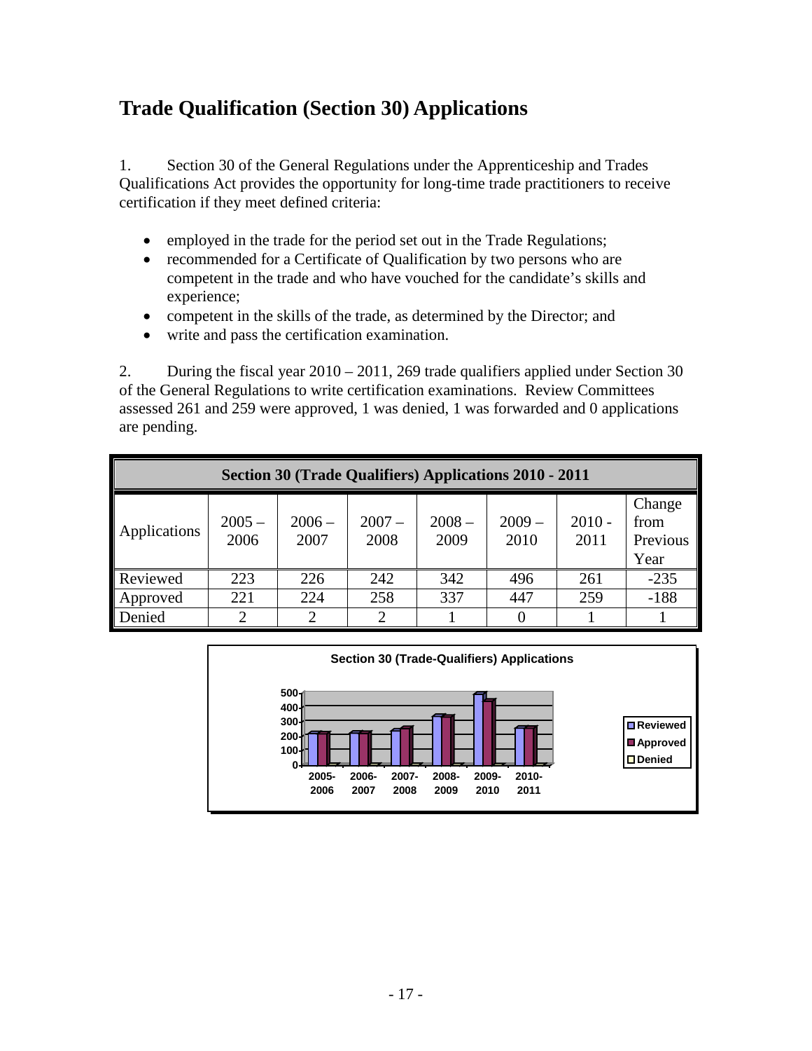## Trade Qualification (Section 30) Applications

1. Section 30 of the General Regulations under the Apprenticeship and Trades Qualifications Act provides the opportunity for long-time trade practitioners to receive certification if they meet defined criteria:

- employed in the trade for the period set out in the Trade Regulations;
- recommended for a Certificate of Qualification by two persons who are competent in the trade and who have vouched for the candidate's skills and experience;
- competent in the skills of the trade, as determined by the Director; and
- write and pass the certification examination.

2. During the fiscal year 2010 – 2011, 269 trade qualifiers applied under Section 30 of the General Regulations to write certification examinations. Review Committees assessed 261 and 259 were approved, 1 was denied, 1 was forwarded and 0 applications are pending.

**Section 30 (Trade Qualifiers) Applications 2010 - 2011**

| Applications | 2005 – 2006 | 2006 – 2007 | 2007 – 2008 | 2008 – 2009 | 2009 – 2010 | 2010 - 2011 | Change from Previous Year |
|---|---|---|---|---|---|---|---|
| Reviewed | 223 | 226 | 242 | 342 | 496 | 261 | -235 |
| Approved | 221 | 224 | 258 | 337 | 447 | 259 | -188 |
| Denied | 2 | 2 | 2 | 1 | 0 | 1 | 1 |

**Section 30 (Trade-Qualifiers) Applications**

| | 2005-2006 | 2006-2007 | 2007-2008 | 2008-2009 | 2009-2010 | 2010-2011 |
|---|---|---|---|---|---|---|
| Reviewed | 223 | 226 | 242 | 342 | 496 | 261 |
| Approved | 221 | 224 | 258 | 337 | 447 | 259 |
| Denied | 2 | 2 | 2 | 1 | 0 | 1 |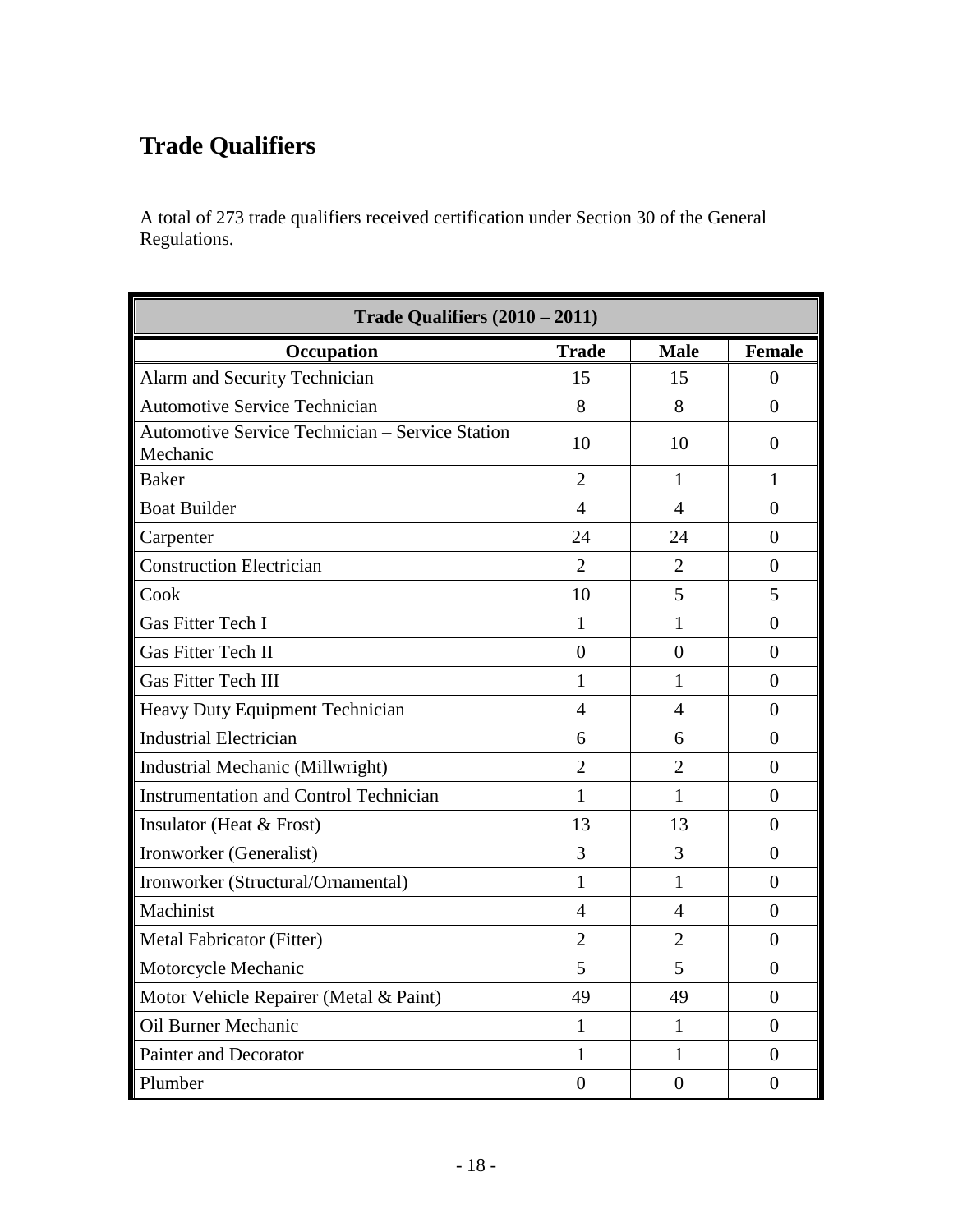# Trade Qualifiers

A total of 273 trade qualifiers received certification under Section 30 of the General Regulations.

| Trade Qualifiers (2010 – 2011) | | | |
|---|---|---|---|
| **Occupation** | **Trade** | **Male** | **Female** |
| Alarm and Security Technician | 15 | 15 | 0 |
| Automotive Service Technician | 8 | 8 | 0 |
| Automotive Service Technician – Service Station Mechanic | 10 | 10 | 0 |
| Baker | 2 | 1 | 1 |
| Boat Builder | 4 | 4 | 0 |
| Carpenter | 24 | 24 | 0 |
| Construction Electrician | 2 | 2 | 0 |
| Cook | 10 | 5 | 5 |
| Gas Fitter Tech I | 1 | 1 | 0 |
| Gas Fitter Tech II | 0 | 0 | 0 |
| Gas Fitter Tech III | 1 | 1 | 0 |
| Heavy Duty Equipment Technician | 4 | 4 | 0 |
| Industrial Electrician | 6 | 6 | 0 |
| Industrial Mechanic (Millwright) | 2 | 2 | 0 |
| Instrumentation and Control Technician | 1 | 1 | 0 |
| Insulator (Heat & Frost) | 13 | 13 | 0 |
| Ironworker (Generalist) | 3 | 3 | 0 |
| Ironworker (Structural/Ornamental) | 1 | 1 | 0 |
| Machinist | 4 | 4 | 0 |
| Metal Fabricator (Fitter) | 2 | 2 | 0 |
| Motorcycle Mechanic | 5 | 5 | 0 |
| Motor Vehicle Repairer (Metal & Paint) | 49 | 49 | 0 |
| Oil Burner Mechanic | 1 | 1 | 0 |
| Painter and Decorator | 1 | 1 | 0 |
| Plumber | 0 | 0 | 0 |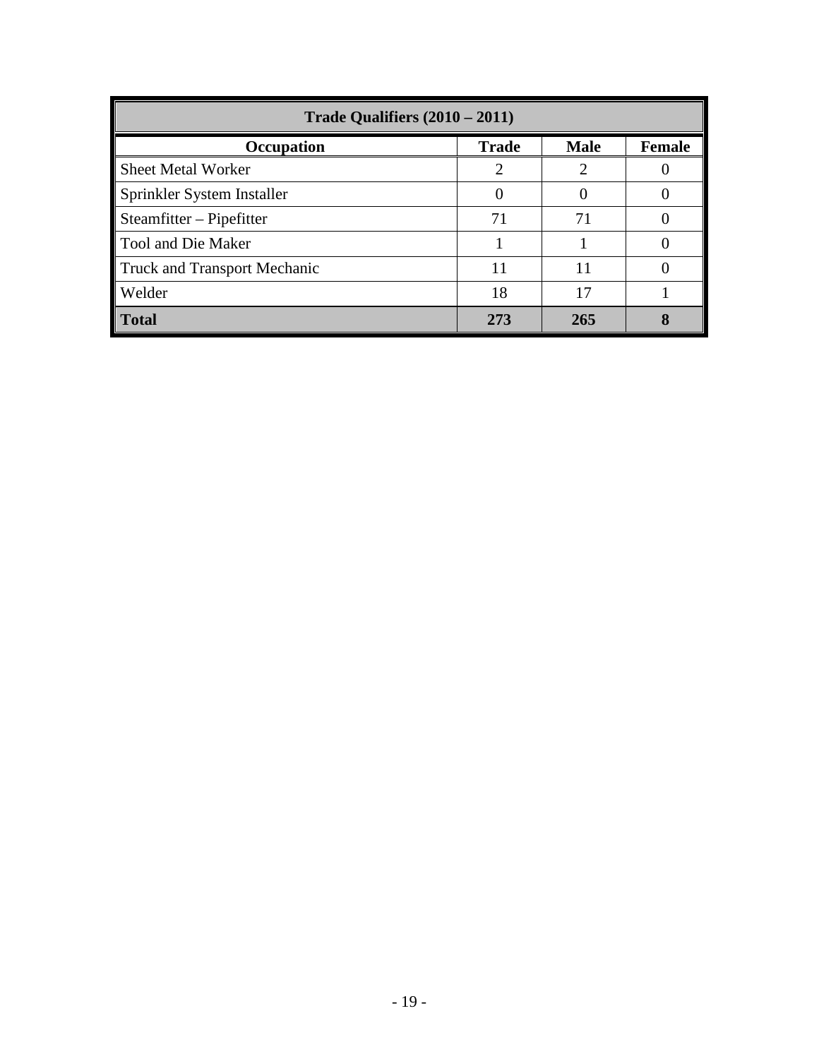| Trade Qualifiers (2010 – 2011) | | | |
|---|---|---|---|
| **Occupation** | **Trade** | **Male** | **Female** |
| Sheet Metal Worker | 2 | 2 | 0 |
| Sprinkler System Installer | 0 | 0 | 0 |
| Steamfitter – Pipefitter | 71 | 71 | 0 |
| Tool and Die Maker | 1 | 1 | 0 |
| Truck and Transport Mechanic | 11 | 11 | 0 |
| Welder | 18 | 17 | 1 |
| **Total** | **273** | **265** | **8** |